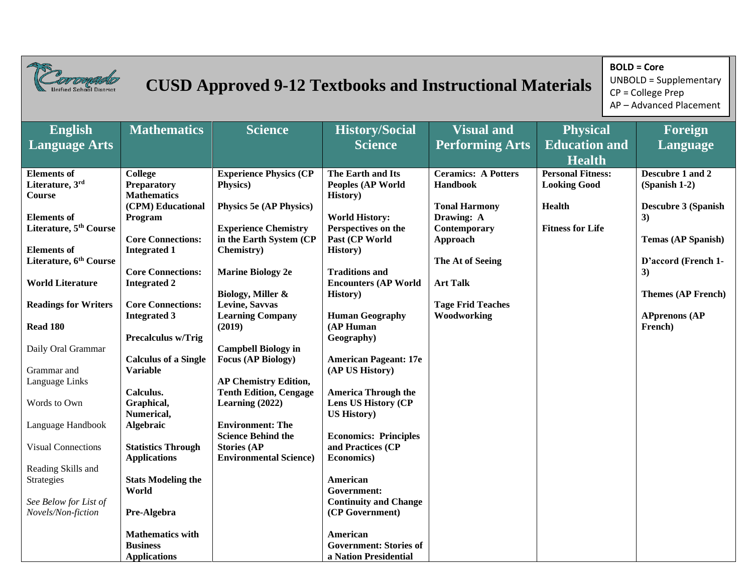# CUSD Approved 9-12 Textbooks and Instructional Materials

**BOLD = Core**
UNBOLD = Supplementary
CP = College Prep
AP – Advanced Placement

| English Language Arts | Mathematics | Science | History/Social Science | Visual and Performing Arts | Physical Education and Health | Foreign Language |
|---|---|---|---|---|---|---|
| **Elements of Literature, 3rd Course** | **College Preparatory Mathematics (CPM) Educational Program** | **Experience Physics (CP Physics)** | **The Earth and Its Peoples (AP World History)** | **Ceramics: A Potters Handbook** | **Personal Fitness: Looking Good** | **Descubre 1 and 2 (Spanish 1-2)** |
| **Elements of Literature, 5th Course** | **Core Connections: Integrated 1** | **Physics 5e (AP Physics)** | **World History: Perspectives on the Past (CP World History)** | **Tonal Harmony** | **Health** | **Descubre 3 (Spanish 3)** |
| **Elements of Literature, 6th Course** | **Core Connections: Integrated 2** | **Experience Chemistry in the Earth System (CP Chemistry)** | **Traditions and Encounters (AP World History)** | **Drawing: A Contemporary Approach** | **Fitness for Life** | **Temas (AP Spanish)** |
| **World Literature** | **Core Connections: Integrated 3** | **Marine Biology 2e** | **Human Geography (AP Human Geography)** | **The At of Seeing** | | **D'accord (French 1-3)** |
| **Readings for Writers** | **Precalculus w/Trig** | **Biology, Miller & Levine, Savvas Learning Company (2019)** | **American Pageant: 17e (AP US History)** | **Art Talk** | | **Themes (AP French)** |
| **Read 180** | **Calculus of a Single Variable** | **Campbell Biology in Focus (AP Biology)** | **America Through the Lens US History (CP US History)** | **Tage Frid Teaches Woodworking** | | **APprenons (AP French)** |
| Daily Oral Grammar | **Calculus. Graphical, Numerical, Algebraic** | **AP Chemistry Edition, Tenth Edition, Cengage Learning (2022)** | **Economics: Principles and Practices (CP Economics)** | | | |
| Grammar and Language Links | **Statistics Through Applications** | **Environment: The Science Behind the Stories (AP Environmental Science)** | **American Government: Continuity and Change (CP Government)** | | | |
| Words to Own | **Stats Modeling the World** | | **American Government: Stories of a Nation Presidential** | | | |
| Language Handbook | **Pre-Algebra** | | | | | |
| Visual Connections | **Mathematics with Business Applications** | | | | | |
| Reading Skills and Strategies | | | | | | |
| *See Below for List of Novels/Non-fiction* | | | | | | |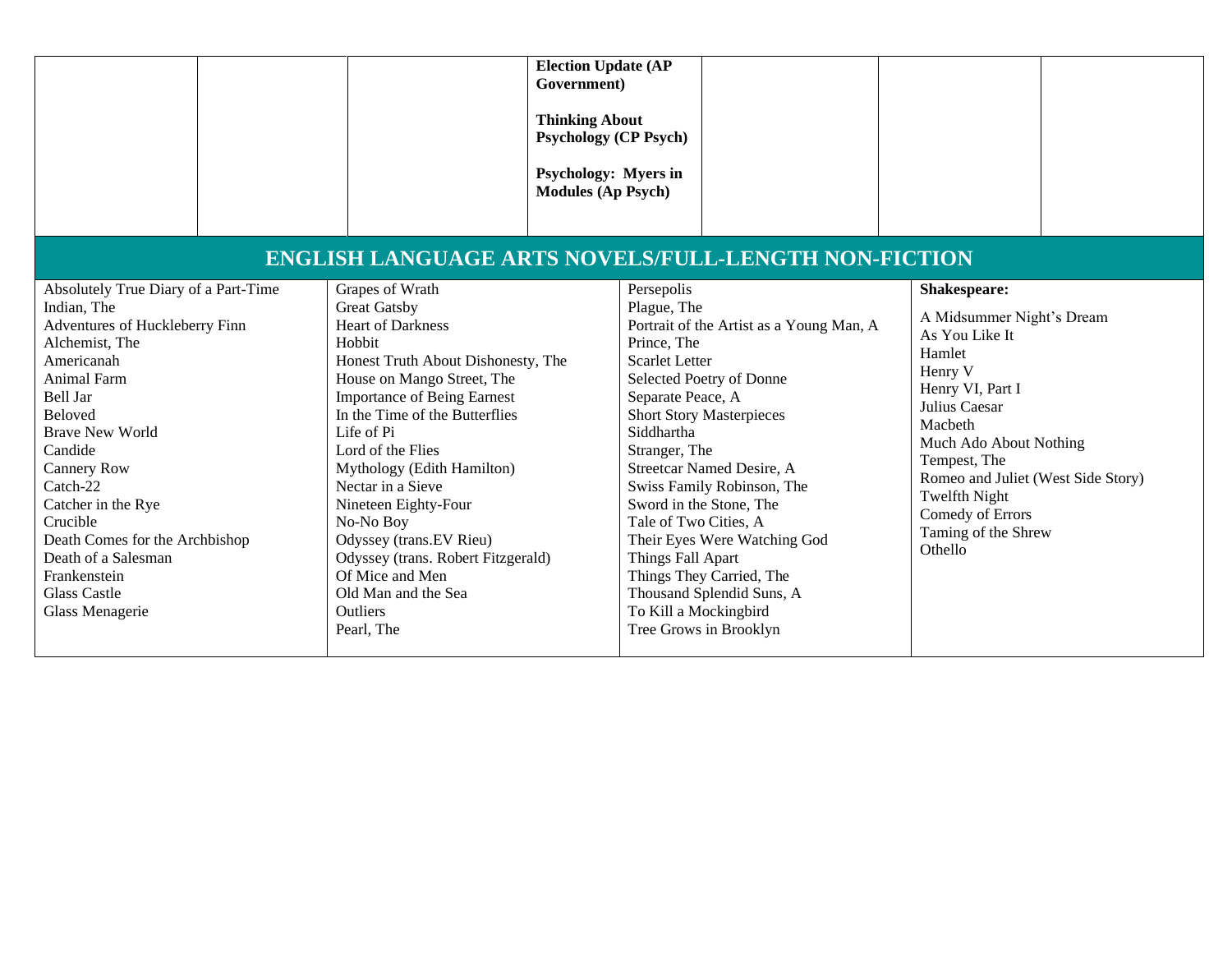| | | | | | | |
|---|---|---|---|---|---|---|
| | | | **Election Update (AP Government)**<br><br>**Thinking About Psychology (CP Psych)**<br><br>**Psychology: Myers in Modules (Ap Psych)** | | | |

## ENGLISH LANGUAGE ARTS NOVELS/FULL-LENGTH NON-FICTION

Absolutely True Diary of a Part-Time Indian, The
Adventures of Huckleberry Finn
Alchemist, The
Americanah
Animal Farm
Bell Jar
Beloved
Brave New World
Candide
Cannery Row
Catch-22
Catcher in the Rye
Crucible
Death Comes for the Archbishop
Death of a Salesman
Frankenstein
Glass Castle
Glass Menagerie

Grapes of Wrath
Great Gatsby
Heart of Darkness
Hobbit
Honest Truth About Dishonesty, The
House on Mango Street, The
Importance of Being Earnest
In the Time of the Butterflies
Life of Pi
Lord of the Flies
Mythology (Edith Hamilton)
Nectar in a Sieve
Nineteen Eighty-Four
No-No Boy
Odyssey (trans.EV Rieu)
Odyssey (trans. Robert Fitzgerald)
Of Mice and Men
Old Man and the Sea
Pearl, The

Persepolis
Plague, The
Portrait of the Artist as a Young Man, A
Prince, The
Scarlet Letter
Selected Poetry of Donne
Separate Peace, A
Short Story Masterpieces
Siddhartha
Stranger, The
Streetcar Named Desire, A
Swiss Family Robinson, The
Sword in the Stone, The
Tale of Two Cities, A
Their Eyes Were Watching God
Things Fall Apart
Things They Carried, The
Thousand Splendid Suns, A
To Kill a Mockingbird
Tree Grows in Brooklyn

**Shakespeare:**

A Midsummer Night's Dream
As You Like It
Hamlet
Henry V
Henry VI, Part I
Julius Caesar
Macbeth
Much Ado About Nothing
Tempest, The
Romeo and Juliet (West Side Story)
Twelfth Night
Comedy of Errors
Taming of the Shrew
Othello